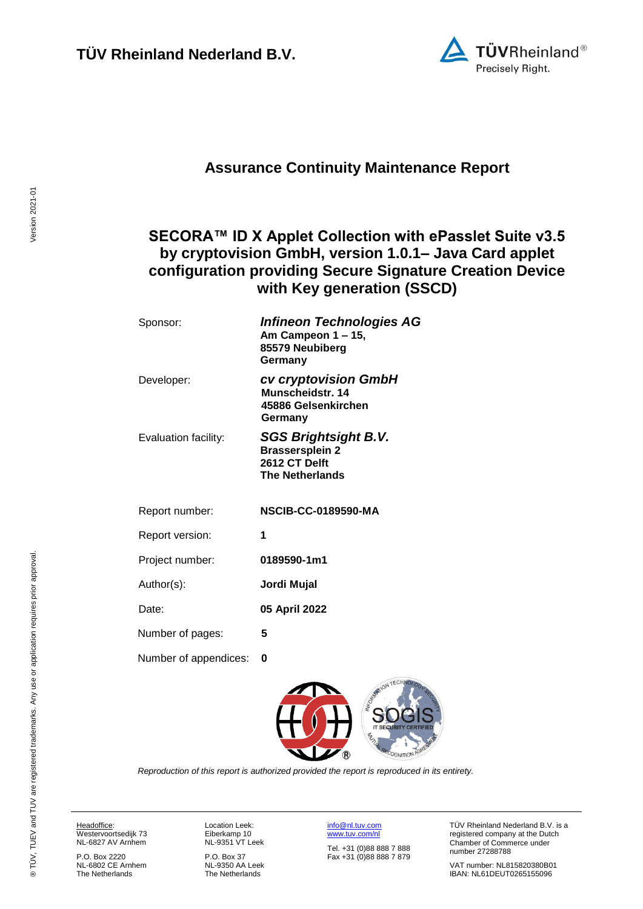# TÜV Rheinland Nederland B.V.

## Assurance Continuity Maintenance Report

## SECORA™ ID X Applet Collection with ePasslet Suite v3.5 by cryptovision GmbH, version 1.0.1– Java Card applet configuration providing Secure Signature Creation Device with Key generation (SSCD)

| | |
|---|---|
| Sponsor: | ***Infineon Technologies AG***<br>**Am Campeon 1 – 15,**<br>**85579 Neubiberg**<br>**Germany** |
| Developer: | ***cv cryptovision GmbH***<br>**Munscheidstr. 14**<br>**45886 Gelsenkirchen**<br>**Germany** |
| Evaluation facility: | ***SGS Brightsight B.V.***<br>**Brassersplein 2**<br>**2612 CT Delft**<br>**The Netherlands** |
| Report number: | **NSCIB-CC-0189590-MA** |
| Report version: | **1** |
| Project number: | **0189590-1m1** |
| Author(s): | **Jordi Mujal** |
| Date: | **05 April 2022** |
| Number of pages: | **5** |
| Number of appendices: | **0** |

*Reproduction of this report is authorized provided the report is reproduced in its entirety.*

Headoffice:
Westervoortsedijk 73
NL-6827 AV Arnhem

P.O. Box 2220
NL-6802 CE Arnhem
The Netherlands

Location Leek:
Eiberkamp 10
NL-9351 VT Leek

P.O. Box 37
NL-9350 AA Leek
The Netherlands

info@nl.tuv.com
www.tuv.com/nl

Tel. +31 (0)88 888 7 888
Fax +31 (0)88 888 7 879

TÜV Rheinland Nederland B.V. is a registered company at the Dutch Chamber of Commerce under number 27288788

VAT number: NL815820380B01
IBAN: NL61DEUT0265155096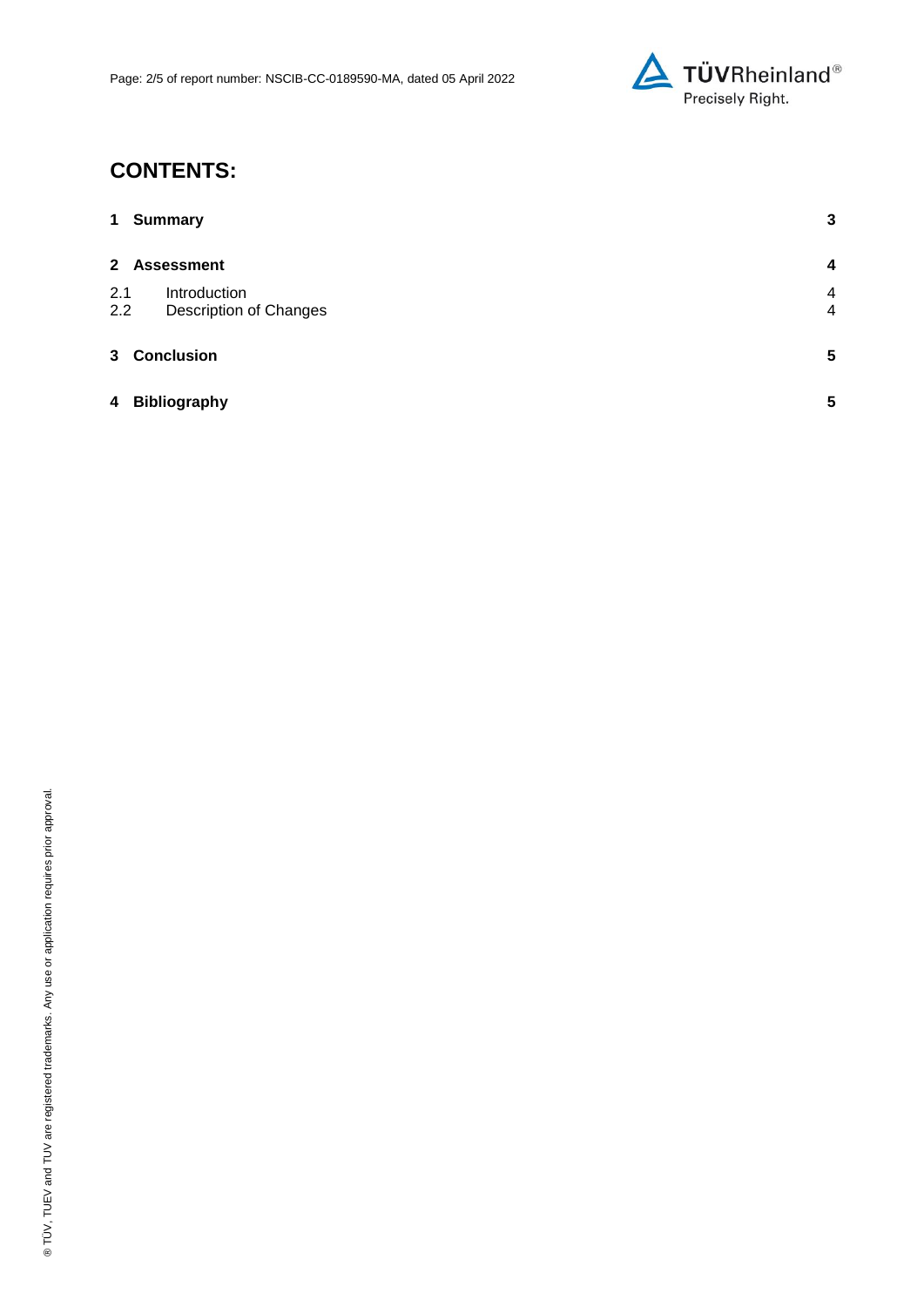# CONTENTS:

| | | |
|---|---|---|
| **1** | **Summary** | **3** |
| **2** | **Assessment** | **4** |
| 2.1 | Introduction | 4 |
| 2.2 | Description of Changes | 4 |
| **3** | **Conclusion** | **5** |
| **4** | **Bibliography** | **5** |

® TÜV, TUEV and TUV are registered trademarks. Any use or application requires prior approval.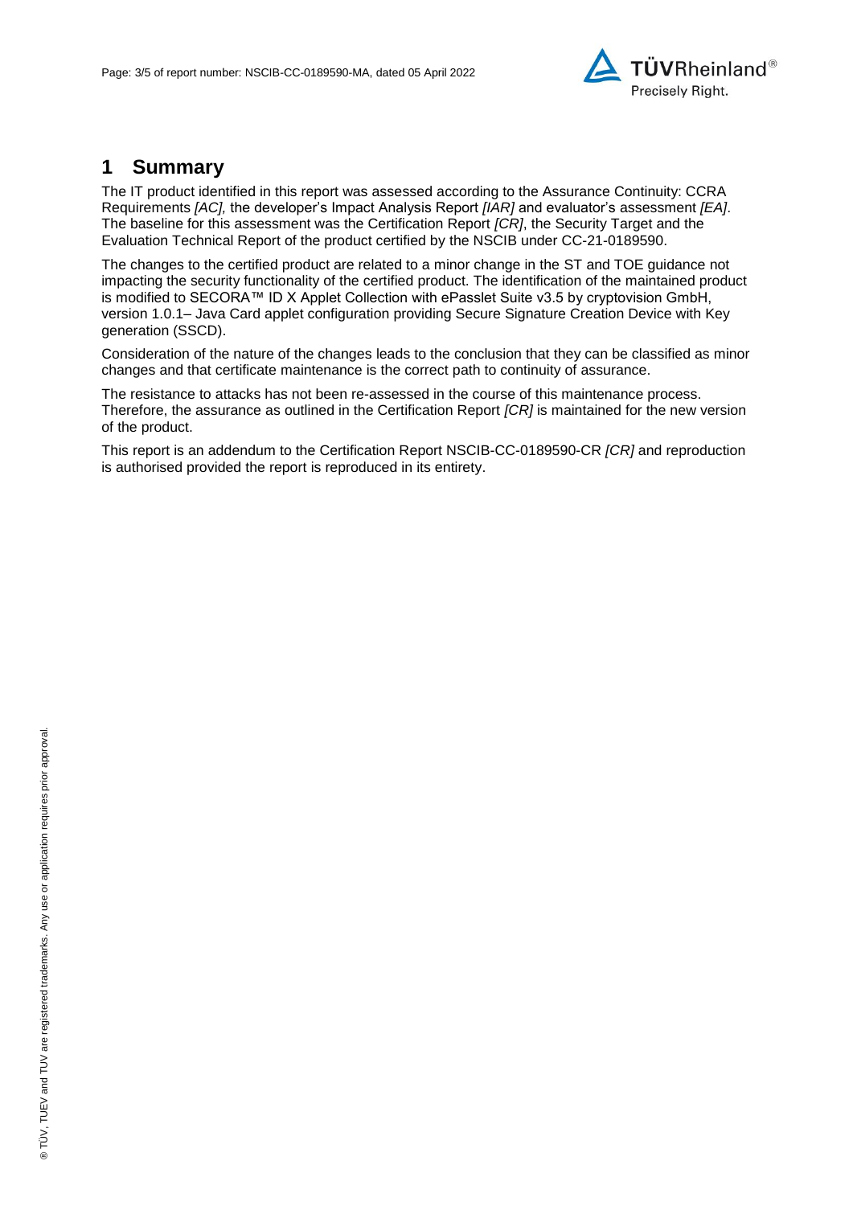# 1 Summary

The IT product identified in this report was assessed according to the Assurance Continuity: CCRA Requirements *[AC]*, the developer's Impact Analysis Report *[IAR]* and evaluator's assessment *[EA]*. The baseline for this assessment was the Certification Report *[CR]*, the Security Target and the Evaluation Technical Report of the product certified by the NSCIB under CC-21-0189590.

The changes to the certified product are related to a minor change in the ST and TOE guidance not impacting the security functionality of the certified product. The identification of the maintained product is modified to SECORA™ ID X Applet Collection with ePasslet Suite v3.5 by cryptovision GmbH, version 1.0.1– Java Card applet configuration providing Secure Signature Creation Device with Key generation (SSCD).

Consideration of the nature of the changes leads to the conclusion that they can be classified as minor changes and that certificate maintenance is the correct path to continuity of assurance.

The resistance to attacks has not been re-assessed in the course of this maintenance process. Therefore, the assurance as outlined in the Certification Report *[CR]* is maintained for the new version of the product.

This report is an addendum to the Certification Report NSCIB-CC-0189590-CR *[CR]* and reproduction is authorised provided the report is reproduced in its entirety.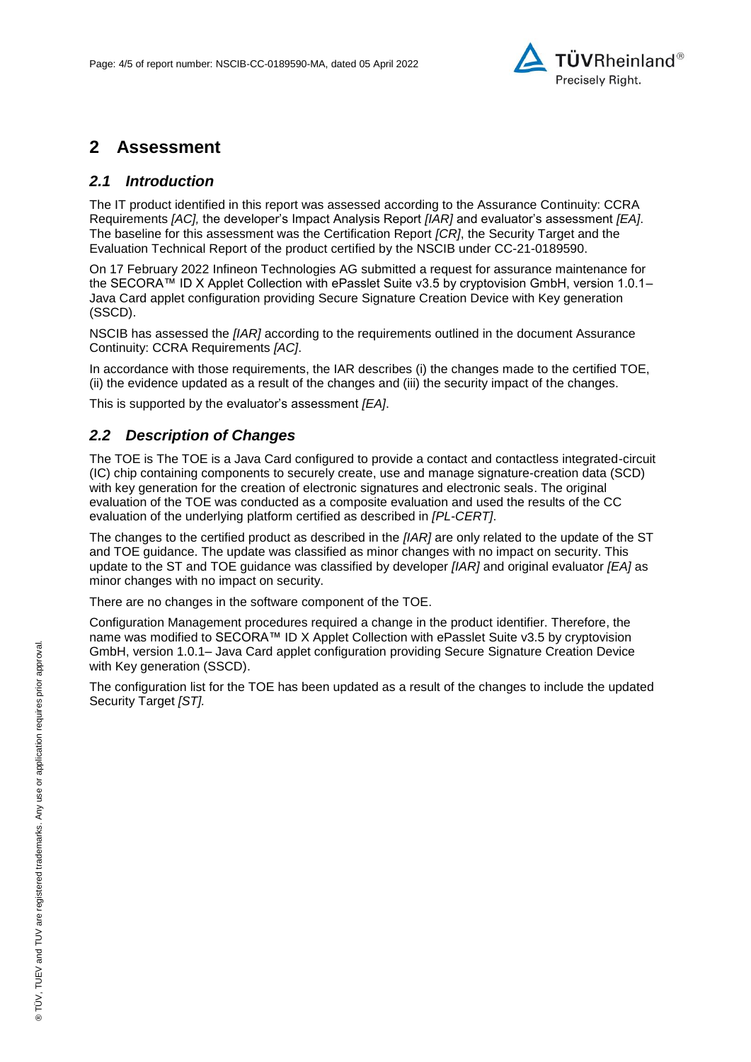# 2 Assessment

## *2.1 Introduction*

The IT product identified in this report was assessed according to the Assurance Continuity: CCRA Requirements *[AC],* the developer's Impact Analysis Report *[IAR]* and evaluator's assessment *[EA]*. The baseline for this assessment was the Certification Report *[CR]*, the Security Target and the Evaluation Technical Report of the product certified by the NSCIB under CC-21-0189590.

On 17 February 2022 Infineon Technologies AG submitted a request for assurance maintenance for the SECORA™ ID X Applet Collection with ePasslet Suite v3.5 by cryptovision GmbH, version 1.0.1– Java Card applet configuration providing Secure Signature Creation Device with Key generation (SSCD).

NSCIB has assessed the *[IAR]* according to the requirements outlined in the document Assurance Continuity: CCRA Requirements *[AC]*.

In accordance with those requirements, the IAR describes (i) the changes made to the certified TOE, (ii) the evidence updated as a result of the changes and (iii) the security impact of the changes.

This is supported by the evaluator's assessment *[EA]*.

## *2.2 Description of Changes*

The TOE is The TOE is a Java Card configured to provide a contact and contactless integrated-circuit (IC) chip containing components to securely create, use and manage signature-creation data (SCD) with key generation for the creation of electronic signatures and electronic seals. The original evaluation of the TOE was conducted as a composite evaluation and used the results of the CC evaluation of the underlying platform certified as described in *[PL-CERT]*.

The changes to the certified product as described in the *[IAR]* are only related to the update of the ST and TOE guidance. The update was classified as minor changes with no impact on security. This update to the ST and TOE guidance was classified by developer *[IAR]* and original evaluator *[EA]* as minor changes with no impact on security.

There are no changes in the software component of the TOE.

Configuration Management procedures required a change in the product identifier. Therefore, the name was modified to SECORA™ ID X Applet Collection with ePasslet Suite v3.5 by cryptovision GmbH, version 1.0.1– Java Card applet configuration providing Secure Signature Creation Device with Key generation (SSCD).

The configuration list for the TOE has been updated as a result of the changes to include the updated Security Target *[ST].*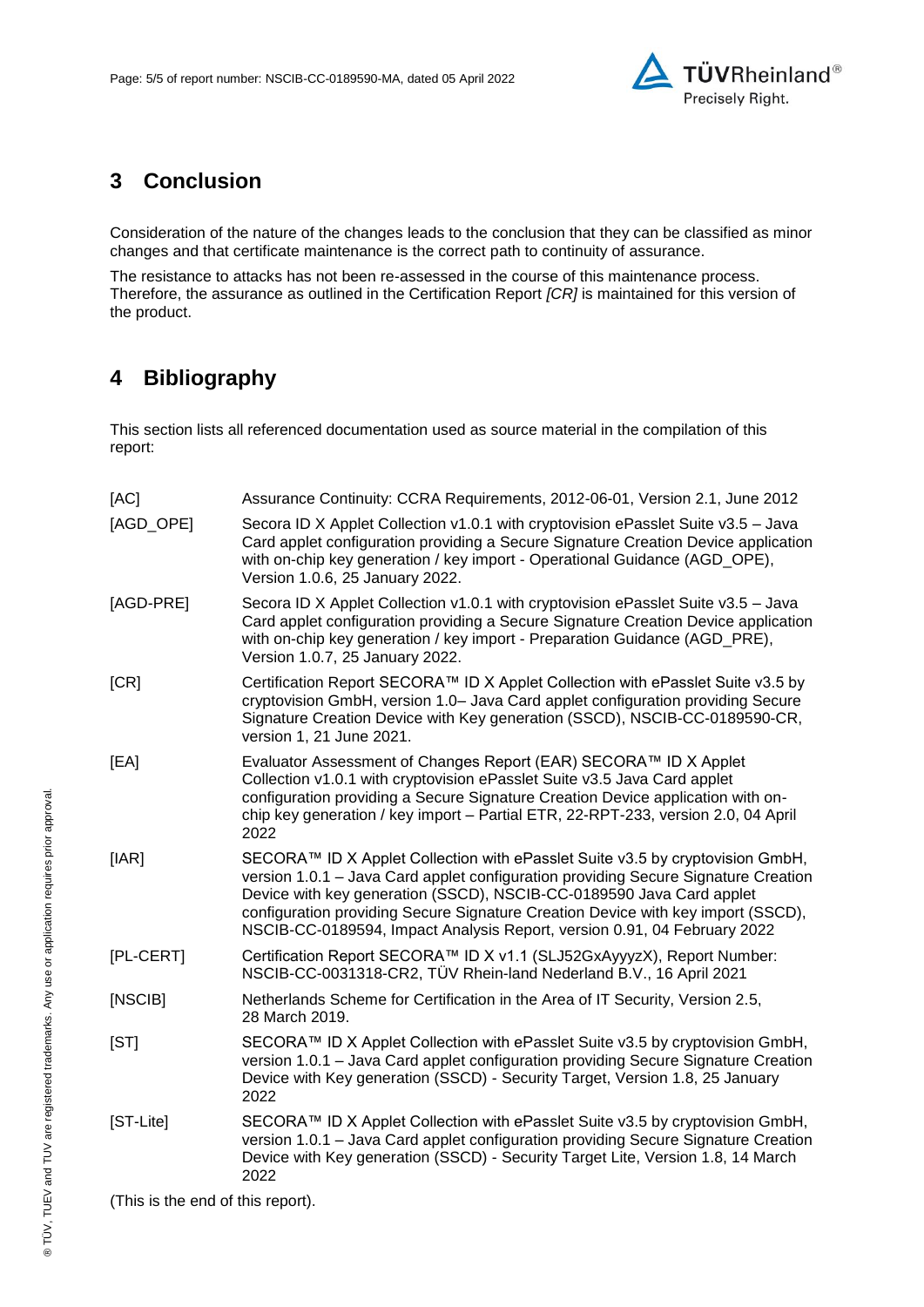# 3 Conclusion

Consideration of the nature of the changes leads to the conclusion that they can be classified as minor changes and that certificate maintenance is the correct path to continuity of assurance.

The resistance to attacks has not been re-assessed in the course of this maintenance process. Therefore, the assurance as outlined in the Certification Report *[CR]* is maintained for this version of the product.

# 4 Bibliography

This section lists all referenced documentation used as source material in the compilation of this report:

| | |
|---|---|
| [AC] | Assurance Continuity: CCRA Requirements, 2012-06-01, Version 2.1, June 2012 |
| [AGD_OPE] | Secora ID X Applet Collection v1.0.1 with cryptovision ePasslet Suite v3.5 – Java Card applet configuration providing a Secure Signature Creation Device application with on-chip key generation / key import - Operational Guidance (AGD_OPE), Version 1.0.6, 25 January 2022. |
| [AGD-PRE] | Secora ID X Applet Collection v1.0.1 with cryptovision ePasslet Suite v3.5 – Java Card applet configuration providing a Secure Signature Creation Device application with on-chip key generation / key import - Preparation Guidance (AGD_PRE), Version 1.0.7, 25 January 2022. |
| [CR] | Certification Report SECORA™ ID X Applet Collection with ePasslet Suite v3.5 by cryptovision GmbH, version 1.0– Java Card applet configuration providing Secure Signature Creation Device with Key generation (SSCD), NSCIB-CC-0189590-CR, version 1, 21 June 2021. |
| [EA] | Evaluator Assessment of Changes Report (EAR) SECORA™ ID X Applet Collection v1.0.1 with cryptovision ePasslet Suite v3.5 Java Card applet configuration providing a Secure Signature Creation Device application with on-chip key generation / key import – Partial ETR, 22-RPT-233, version 2.0, 04 April 2022 |
| [IAR] | SECORA™ ID X Applet Collection with ePasslet Suite v3.5 by cryptovision GmbH, version 1.0.1 – Java Card applet configuration providing Secure Signature Creation Device with key generation (SSCD), NSCIB-CC-0189590 Java Card applet configuration providing Secure Signature Creation Device with key import (SSCD), NSCIB-CC-0189594, Impact Analysis Report, version 0.91, 04 February 2022 |
| [PL-CERT] | Certification Report SECORA™ ID X v1.1 (SLJ52GxAyyyzX), Report Number: NSCIB-CC-0031318-CR2, TÜV Rhein-land Nederland B.V., 16 April 2021 |
| [NSCIB] | Netherlands Scheme for Certification in the Area of IT Security, Version 2.5, 28 March 2019. |
| [ST] | SECORA™ ID X Applet Collection with ePasslet Suite v3.5 by cryptovision GmbH, version 1.0.1 – Java Card applet configuration providing Secure Signature Creation Device with Key generation (SSCD) - Security Target, Version 1.8, 25 January 2022 |
| [ST-Lite] | SECORA™ ID X Applet Collection with ePasslet Suite v3.5 by cryptovision GmbH, version 1.0.1 – Java Card applet configuration providing Secure Signature Creation Device with Key generation (SSCD) - Security Target Lite, Version 1.8, 14 March 2022 |

(This is the end of this report).